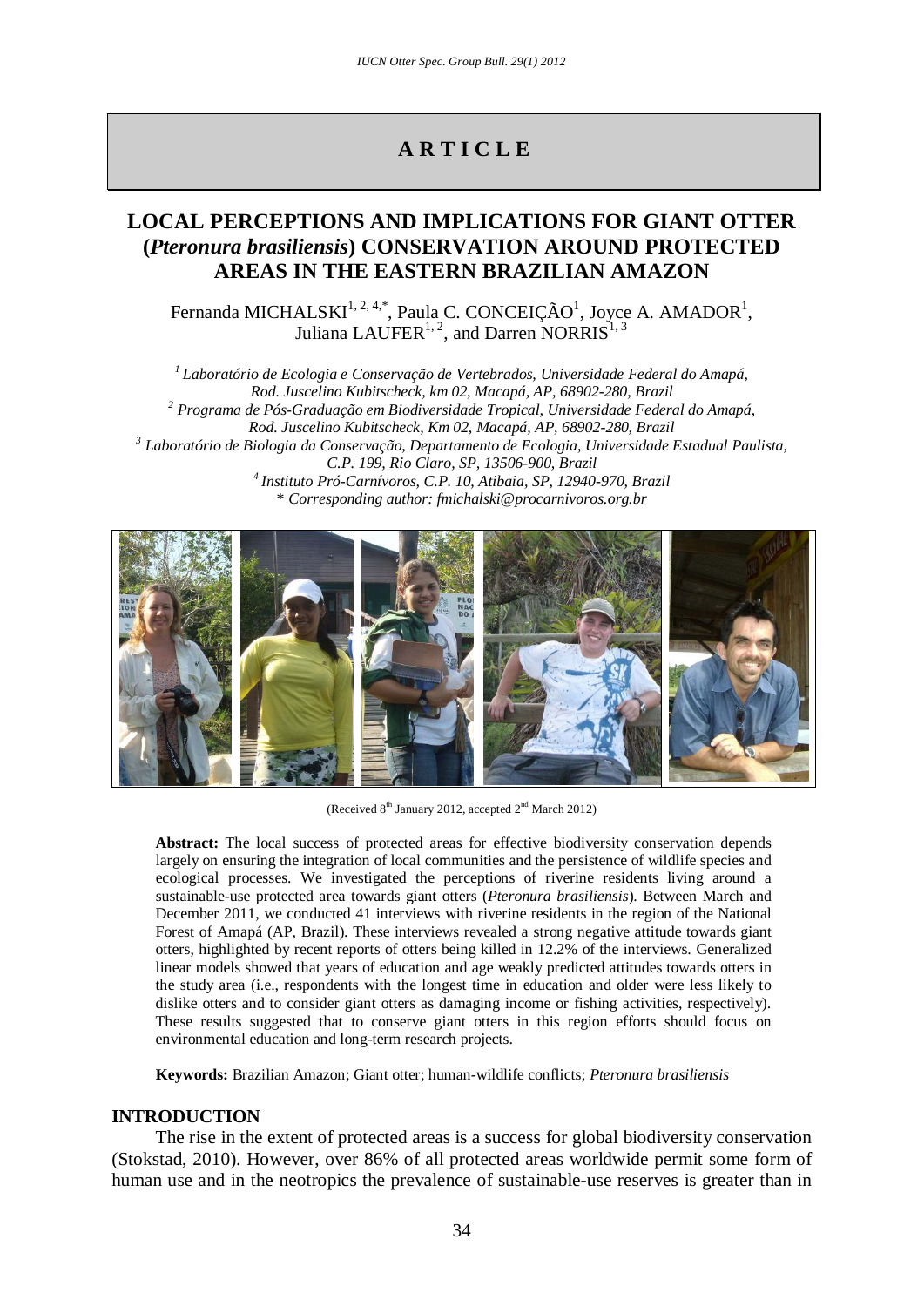# ARTICLE

## LOCAL PERCEPTIONS AND IMPLICATIONS FOR GIANT OTTER (*Pteronura brasiliensis*) CONSERVATION AROUND PROTECTED AREAS IN THE EASTERN BRAZILIAN AMAZON

Fernanda MICHALSKI[1, 2, 4,*], Paula C. CONCEIÇÃO[1], Joyce A. AMADOR[1], Juliana LAUFER[1, 2], and Darren NORRIS[1, 3]

*[1] Laboratório de Ecologia e Conservação de Vertebrados, Universidade Federal do Amapá, Rod. Juscelino Kubitscheck, km 02, Macapá, AP, 68902-280, Brazil*
*[2] Programa de Pós-Graduação em Biodiversidade Tropical, Universidade Federal do Amapá, Rod. Juscelino Kubitscheck, Km 02, Macapá, AP, 68902-280, Brazil*
*[3] Laboratório de Biologia da Conservação, Departamento de Ecologia, Universidade Estadual Paulista, C.P. 199, Rio Claro, SP, 13506-900, Brazil*
*[4] Instituto Pró-Carnívoros, C.P. 10, Atibaia, SP, 12940-970, Brazil*
*\* Corresponding author: fmichalski@procarnivoros.org.br*

(Received 8th January 2012, accepted 2nd March 2012)

**Abstract:** The local success of protected areas for effective biodiversity conservation depends largely on ensuring the integration of local communities and the persistence of wildlife species and ecological processes. We investigated the perceptions of riverine residents living around a sustainable-use protected area towards giant otters (*Pteronura brasiliensis*). Between March and December 2011, we conducted 41 interviews with riverine residents in the region of the National Forest of Amapá (AP, Brazil). These interviews revealed a strong negative attitude towards giant otters, highlighted by recent reports of otters being killed in 12.2% of the interviews. Generalized linear models showed that years of education and age weakly predicted attitudes towards otters in the study area (i.e., respondents with the longest time in education and older were less likely to dislike otters and to consider giant otters as damaging income or fishing activities, respectively). These results suggested that to conserve giant otters in this region efforts should focus on environmental education and long-term research projects.

**Keywords:** Brazilian Amazon; Giant otter; human-wildlife conflicts; *Pteronura brasiliensis*

## INTRODUCTION

The rise in the extent of protected areas is a success for global biodiversity conservation (Stokstad, 2010). However, over 86% of all protected areas worldwide permit some form of human use and in the neotropics the prevalence of sustainable-use reserves is greater than in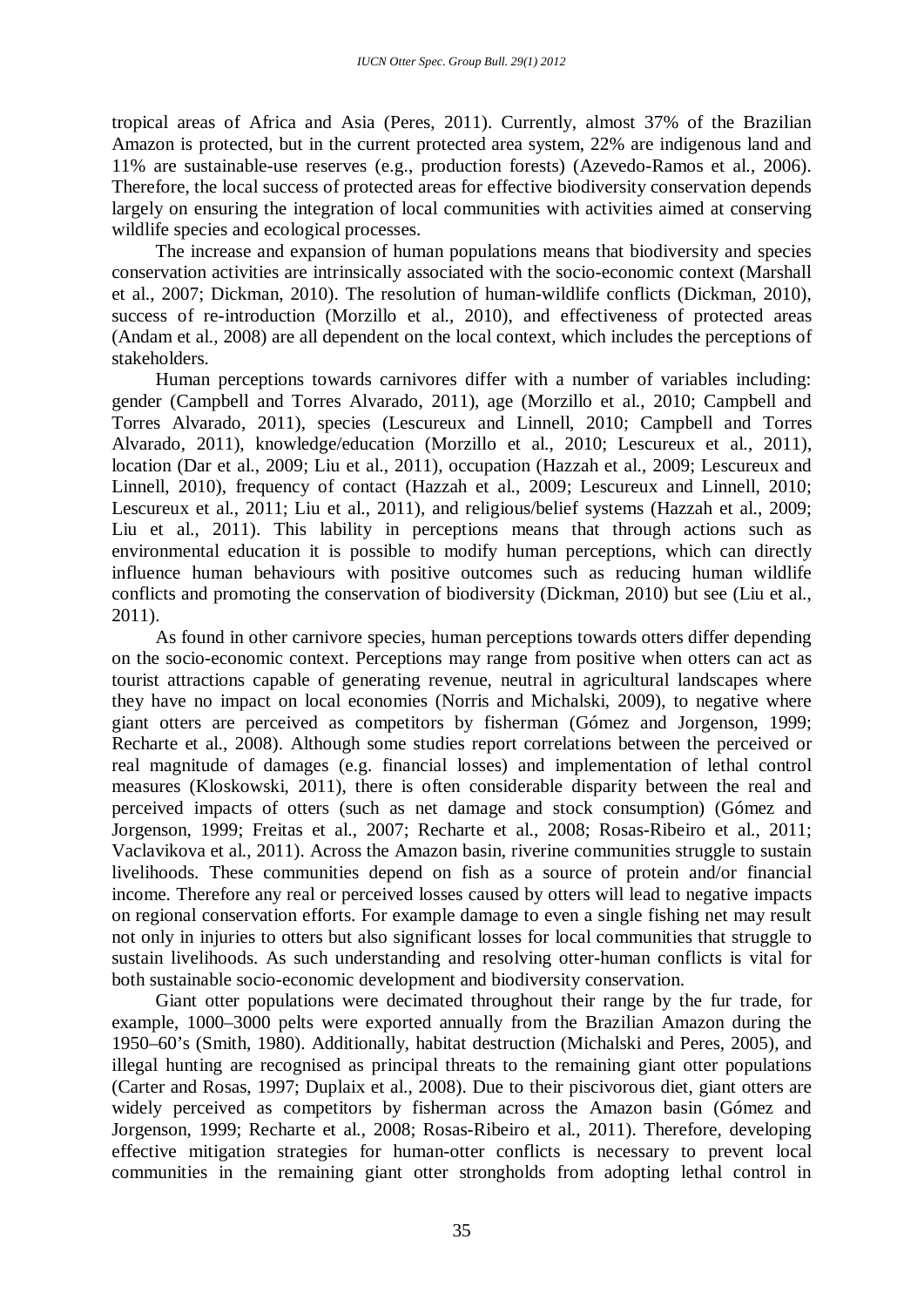tropical areas of Africa and Asia (Peres, 2011). Currently, almost 37% of the Brazilian Amazon is protected, but in the current protected area system, 22% are indigenous land and 11% are sustainable-use reserves (e.g., production forests) (Azevedo-Ramos et al., 2006). Therefore, the local success of protected areas for effective biodiversity conservation depends largely on ensuring the integration of local communities with activities aimed at conserving wildlife species and ecological processes.

The increase and expansion of human populations means that biodiversity and species conservation activities are intrinsically associated with the socio-economic context (Marshall et al., 2007; Dickman, 2010). The resolution of human-wildlife conflicts (Dickman, 2010), success of re-introduction (Morzillo et al., 2010), and effectiveness of protected areas (Andam et al., 2008) are all dependent on the local context, which includes the perceptions of stakeholders.

Human perceptions towards carnivores differ with a number of variables including: gender (Campbell and Torres Alvarado, 2011), age (Morzillo et al., 2010; Campbell and Torres Alvarado, 2011), species (Lescureux and Linnell, 2010; Campbell and Torres Alvarado, 2011), knowledge/education (Morzillo et al., 2010; Lescureux et al., 2011), location (Dar et al., 2009; Liu et al., 2011), occupation (Hazzah et al., 2009; Lescureux and Linnell, 2010), frequency of contact (Hazzah et al., 2009; Lescureux and Linnell, 2010; Lescureux et al., 2011; Liu et al., 2011), and religious/belief systems (Hazzah et al., 2009; Liu et al., 2011). This lability in perceptions means that through actions such as environmental education it is possible to modify human perceptions, which can directly influence human behaviours with positive outcomes such as reducing human wildlife conflicts and promoting the conservation of biodiversity (Dickman, 2010) but see (Liu et al., 2011).

As found in other carnivore species, human perceptions towards otters differ depending on the socio-economic context. Perceptions may range from positive when otters can act as tourist attractions capable of generating revenue, neutral in agricultural landscapes where they have no impact on local economies (Norris and Michalski, 2009), to negative where giant otters are perceived as competitors by fisherman (Gómez and Jorgenson, 1999; Recharte et al., 2008). Although some studies report correlations between the perceived or real magnitude of damages (e.g. financial losses) and implementation of lethal control measures (Kloskowski, 2011), there is often considerable disparity between the real and perceived impacts of otters (such as net damage and stock consumption) (Gómez and Jorgenson, 1999; Freitas et al., 2007; Recharte et al., 2008; Rosas-Ribeiro et al., 2011; Vaclavikova et al., 2011). Across the Amazon basin, riverine communities struggle to sustain livelihoods. These communities depend on fish as a source of protein and/or financial income. Therefore any real or perceived losses caused by otters will lead to negative impacts on regional conservation efforts. For example damage to even a single fishing net may result not only in injuries to otters but also significant losses for local communities that struggle to sustain livelihoods. As such understanding and resolving otter-human conflicts is vital for both sustainable socio-economic development and biodiversity conservation.

Giant otter populations were decimated throughout their range by the fur trade, for example, 1000–3000 pelts were exported annually from the Brazilian Amazon during the 1950–60's (Smith, 1980). Additionally, habitat destruction (Michalski and Peres, 2005), and illegal hunting are recognised as principal threats to the remaining giant otter populations (Carter and Rosas, 1997; Duplaix et al., 2008). Due to their piscivorous diet, giant otters are widely perceived as competitors by fisherman across the Amazon basin (Gómez and Jorgenson, 1999; Recharte et al., 2008; Rosas-Ribeiro et al., 2011). Therefore, developing effective mitigation strategies for human-otter conflicts is necessary to prevent local communities in the remaining giant otter strongholds from adopting lethal control in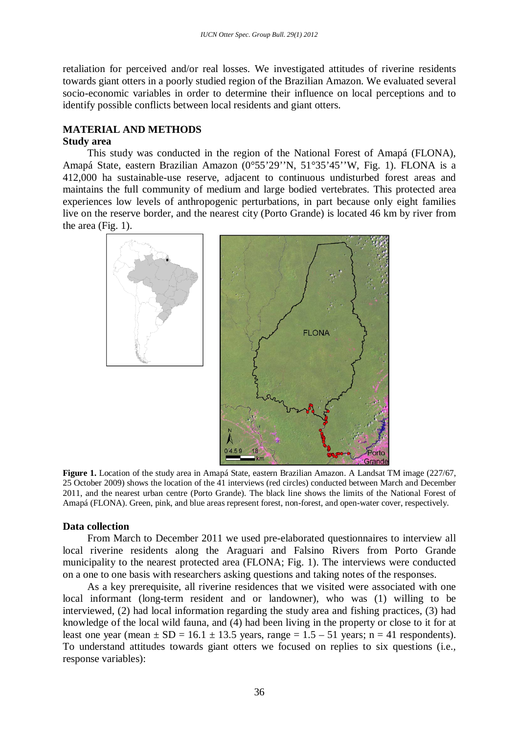retaliation for perceived and/or real losses. We investigated attitudes of riverine residents towards giant otters in a poorly studied region of the Brazilian Amazon. We evaluated several socio-economic variables in order to determine their influence on local perceptions and to identify possible conflicts between local residents and giant otters.

## MATERIAL AND METHODS

### Study area

This study was conducted in the region of the National Forest of Amapá (FLONA), Amapá State, eastern Brazilian Amazon (0°55'29''N, 51°35'45''W, Fig. 1). FLONA is a 412,000 ha sustainable-use reserve, adjacent to continuous undisturbed forest areas and maintains the full community of medium and large bodied vertebrates. This protected area experiences low levels of anthropogenic perturbations, in part because only eight families live on the reserve border, and the nearest city (Porto Grande) is located 46 km by river from the area (Fig. 1).

**Figure 1.** Location of the study area in Amapá State, eastern Brazilian Amazon. A Landsat TM image (227/67, 25 October 2009) shows the location of the 41 interviews (red circles) conducted between March and December 2011, and the nearest urban centre (Porto Grande). The black line shows the limits of the National Forest of Amapá (FLONA). Green, pink, and blue areas represent forest, non-forest, and open-water cover, respectively.

### Data collection

From March to December 2011 we used pre-elaborated questionnaires to interview all local riverine residents along the Araguari and Falsino Rivers from Porto Grande municipality to the nearest protected area (FLONA; Fig. 1). The interviews were conducted on a one to one basis with researchers asking questions and taking notes of the responses.

As a key prerequisite, all riverine residences that we visited were associated with one local informant (long-term resident and or landowner), who was (1) willing to be interviewed, (2) had local information regarding the study area and fishing practices, (3) had knowledge of the local wild fauna, and (4) had been living in the property or close to it for at least one year (mean $\pm$ SD = 16.1 $\pm$ 13.5 years, range = 1.5 – 51 years; n = 41 respondents). To understand attitudes towards giant otters we focused on replies to six questions (i.e., response variables):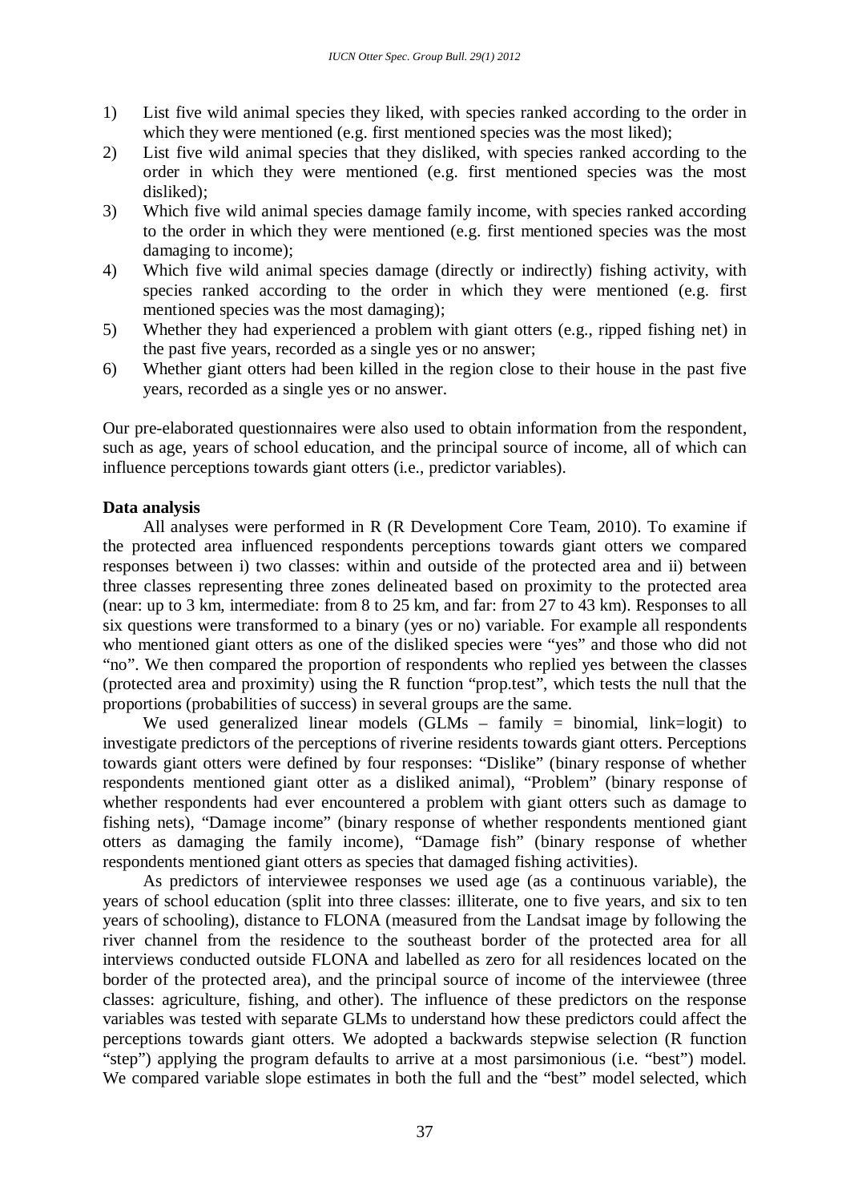1) List five wild animal species they liked, with species ranked according to the order in which they were mentioned (e.g. first mentioned species was the most liked);
2) List five wild animal species that they disliked, with species ranked according to the order in which they were mentioned (e.g. first mentioned species was the most disliked);
3) Which five wild animal species damage family income, with species ranked according to the order in which they were mentioned (e.g. first mentioned species was the most damaging to income);
4) Which five wild animal species damage (directly or indirectly) fishing activity, with species ranked according to the order in which they were mentioned (e.g. first mentioned species was the most damaging);
5) Whether they had experienced a problem with giant otters (e.g., ripped fishing net) in the past five years, recorded as a single yes or no answer;
6) Whether giant otters had been killed in the region close to their house in the past five years, recorded as a single yes or no answer.

Our pre-elaborated questionnaires were also used to obtain information from the respondent, such as age, years of school education, and the principal source of income, all of which can influence perceptions towards giant otters (i.e., predictor variables).

**Data analysis**

All analyses were performed in R (R Development Core Team, 2010). To examine if the protected area influenced respondents perceptions towards giant otters we compared responses between i) two classes: within and outside of the protected area and ii) between three classes representing three zones delineated based on proximity to the protected area (near: up to 3 km, intermediate: from 8 to 25 km, and far: from 27 to 43 km). Responses to all six questions were transformed to a binary (yes or no) variable. For example all respondents who mentioned giant otters as one of the disliked species were "yes" and those who did not "no". We then compared the proportion of respondents who replied yes between the classes (protected area and proximity) using the R function "prop.test", which tests the null that the proportions (probabilities of success) in several groups are the same.

We used generalized linear models (GLMs – family = binomial, link=logit) to investigate predictors of the perceptions of riverine residents towards giant otters. Perceptions towards giant otters were defined by four responses: "Dislike" (binary response of whether respondents mentioned giant otter as a disliked animal), "Problem" (binary response of whether respondents had ever encountered a problem with giant otters such as damage to fishing nets), "Damage income" (binary response of whether respondents mentioned giant otters as damaging the family income), "Damage fish" (binary response of whether respondents mentioned giant otters as species that damaged fishing activities).

As predictors of interviewee responses we used age (as a continuous variable), the years of school education (split into three classes: illiterate, one to five years, and six to ten years of schooling), distance to FLONA (measured from the Landsat image by following the river channel from the residence to the southeast border of the protected area for all interviews conducted outside FLONA and labelled as zero for all residences located on the border of the protected area), and the principal source of income of the interviewee (three classes: agriculture, fishing, and other). The influence of these predictors on the response variables was tested with separate GLMs to understand how these predictors could affect the perceptions towards giant otters. We adopted a backwards stepwise selection (R function "step") applying the program defaults to arrive at a most parsimonious (i.e. "best") model. We compared variable slope estimates in both the full and the "best" model selected, which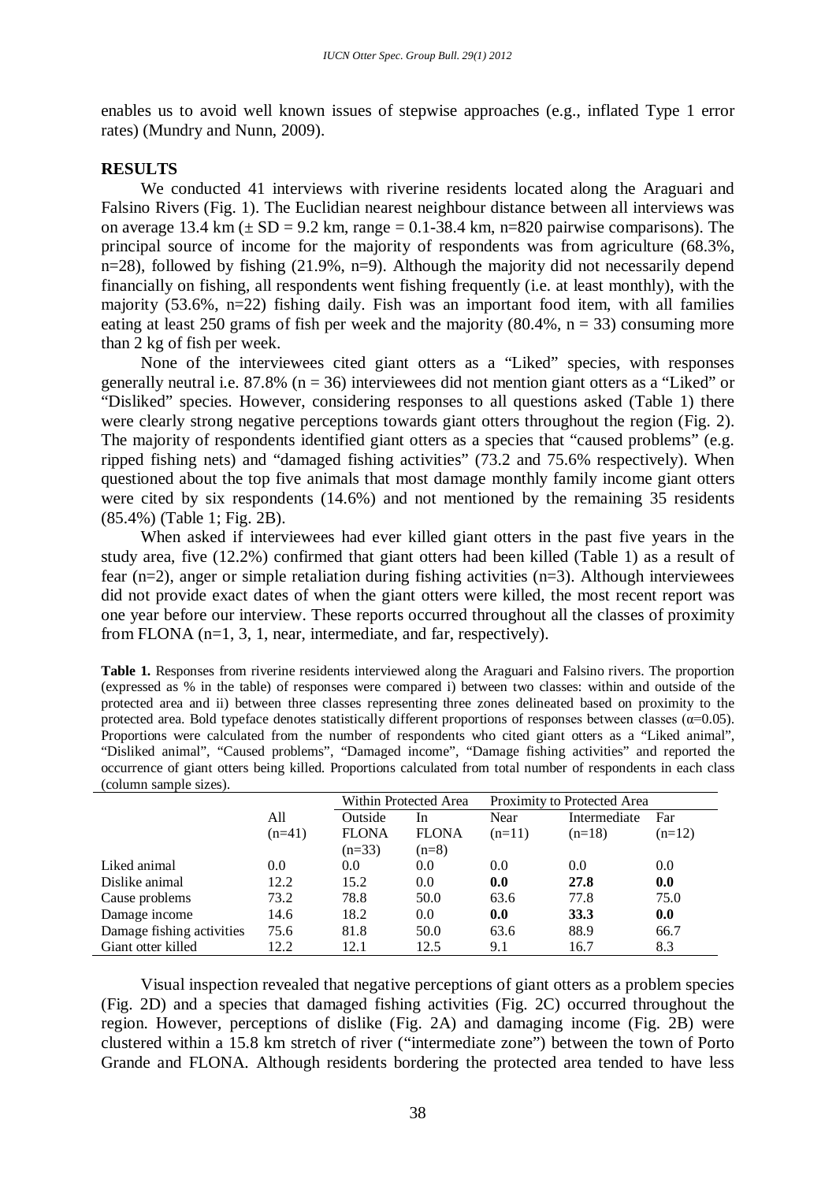enables us to avoid well known issues of stepwise approaches (e.g., inflated Type 1 error rates) (Mundry and Nunn, 2009).

## RESULTS

We conducted 41 interviews with riverine residents located along the Araguari and Falsino Rivers (Fig. 1). The Euclidian nearest neighbour distance between all interviews was on average 13.4 km (± SD = 9.2 km, range = 0.1-38.4 km, n=820 pairwise comparisons). The principal source of income for the majority of respondents was from agriculture (68.3%, n=28), followed by fishing (21.9%, n=9). Although the majority did not necessarily depend financially on fishing, all respondents went fishing frequently (i.e. at least monthly), with the majority (53.6%, n=22) fishing daily. Fish was an important food item, with all families eating at least 250 grams of fish per week and the majority (80.4%, n = 33) consuming more than 2 kg of fish per week.

None of the interviewees cited giant otters as a "Liked" species, with responses generally neutral i.e. 87.8% (n = 36) interviewees did not mention giant otters as a "Liked" or "Disliked" species. However, considering responses to all questions asked (Table 1) there were clearly strong negative perceptions towards giant otters throughout the region (Fig. 2). The majority of respondents identified giant otters as a species that "caused problems" (e.g. ripped fishing nets) and "damaged fishing activities" (73.2 and 75.6% respectively). When questioned about the top five animals that most damage monthly family income giant otters were cited by six respondents (14.6%) and not mentioned by the remaining 35 residents (85.4%) (Table 1; Fig. 2B).

When asked if interviewees had ever killed giant otters in the past five years in the study area, five (12.2%) confirmed that giant otters had been killed (Table 1) as a result of fear (n=2), anger or simple retaliation during fishing activities (n=3). Although interviewees did not provide exact dates of when the giant otters were killed, the most recent report was one year before our interview. These reports occurred throughout all the classes of proximity from FLONA (n=1, 3, 1, near, intermediate, and far, respectively).

**Table 1.** Responses from riverine residents interviewed along the Araguari and Falsino rivers. The proportion (expressed as % in the table) of responses were compared i) between two classes: within and outside of the protected area and ii) between three classes representing three zones delineated based on proximity to the protected area. Bold typeface denotes statistically different proportions of responses between classes (α=0.05). Proportions were calculated from the number of respondents who cited giant otters as a "Liked animal", "Disliked animal", "Caused problems", "Damaged income", "Damage fishing activities" and reported the occurrence of giant otters being killed. Proportions calculated from total number of respondents in each class (column sample sizes).

| | All | Within Protected Area | | Proximity to Protected Area | | |
|---|---|---|---|---|---|---|
| | (n=41) | Outside FLONA (n=33) | In FLONA (n=8) | Near (n=11) | Intermediate (n=18) | Far (n=12) |
| Liked animal | 0.0 | 0.0 | 0.0 | 0.0 | 0.0 | 0.0 |
| Dislike animal | 12.2 | 15.2 | 0.0 | **0.0** | **27.8** | **0.0** |
| Cause problems | 73.2 | 78.8 | 50.0 | 63.6 | 77.8 | 75.0 |
| Damage income | 14.6 | 18.2 | 0.0 | **0.0** | **33.3** | **0.0** |
| Damage fishing activities | 75.6 | 81.8 | 50.0 | 63.6 | 88.9 | 66.7 |
| Giant otter killed | 12.2 | 12.1 | 12.5 | 9.1 | 16.7 | 8.3 |

Visual inspection revealed that negative perceptions of giant otters as a problem species (Fig. 2D) and a species that damaged fishing activities (Fig. 2C) occurred throughout the region. However, perceptions of dislike (Fig. 2A) and damaging income (Fig. 2B) were clustered within a 15.8 km stretch of river ("intermediate zone") between the town of Porto Grande and FLONA. Although residents bordering the protected area tended to have less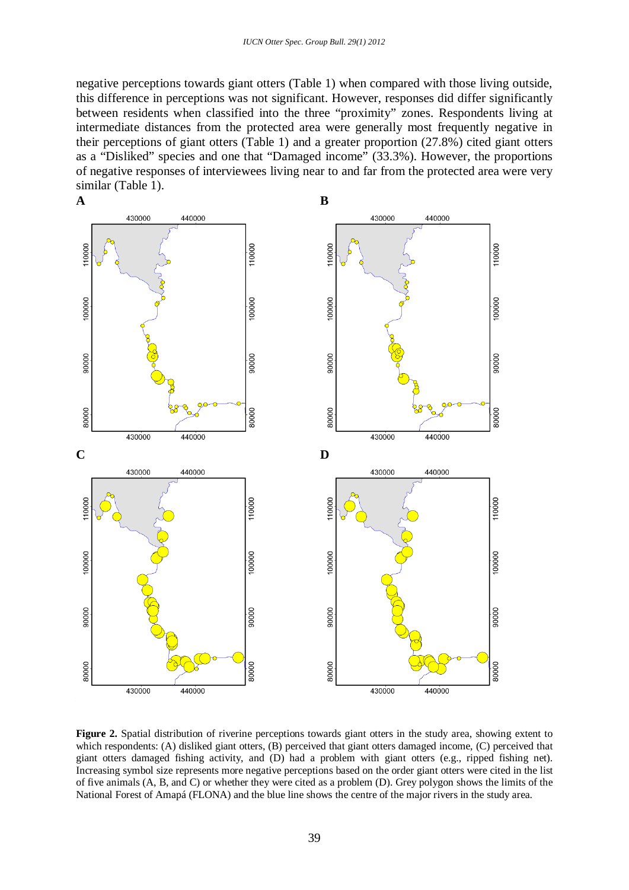negative perceptions towards giant otters (Table 1) when compared with those living outside, this difference in perceptions was not significant. However, responses did differ significantly between residents when classified into the three "proximity" zones. Respondents living at intermediate distances from the protected area were generally most frequently negative in their perceptions of giant otters (Table 1) and a greater proportion (27.8%) cited giant otters as a "Disliked" species and one that "Damaged income" (33.3%). However, the proportions of negative responses of interviewees living near to and far from the protected area were very similar (Table 1).

**Figure 2.** Spatial distribution of riverine perceptions towards giant otters in the study area, showing extent to which respondents: (A) disliked giant otters, (B) perceived that giant otters damaged income, (C) perceived that giant otters damaged fishing activity, and (D) had a problem with giant otters (e.g., ripped fishing net). Increasing symbol size represents more negative perceptions based on the order giant otters were cited in the list of five animals (A, B, and C) or whether they were cited as a problem (D). Grey polygon shows the limits of the National Forest of Amapá (FLONA) and the blue line shows the centre of the major rivers in the study area.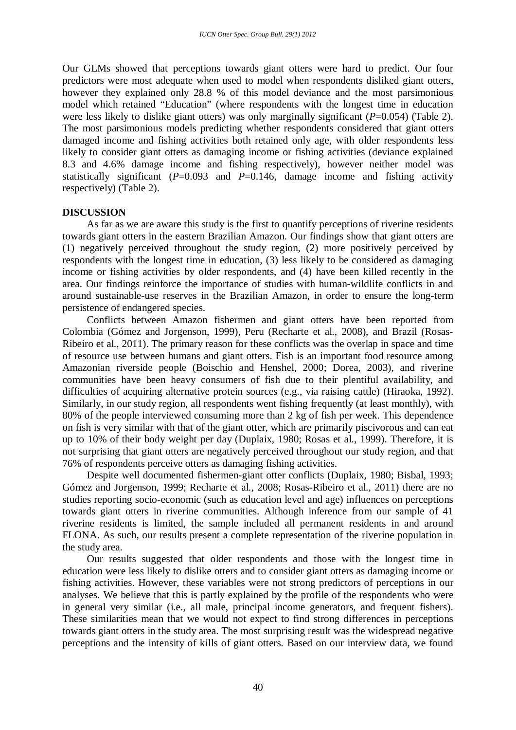Our GLMs showed that perceptions towards giant otters were hard to predict. Our four predictors were most adequate when used to model when respondents disliked giant otters, however they explained only 28.8 % of this model deviance and the most parsimonious model which retained "Education" (where respondents with the longest time in education were less likely to dislike giant otters) was only marginally significant (*P*=0.054) (Table 2). The most parsimonious models predicting whether respondents considered that giant otters damaged income and fishing activities both retained only age, with older respondents less likely to consider giant otters as damaging income or fishing activities (deviance explained 8.3 and 4.6% damage income and fishing respectively), however neither model was statistically significant (*P*=0.093 and *P*=0.146, damage income and fishing activity respectively) (Table 2).

## DISCUSSION

As far as we are aware this study is the first to quantify perceptions of riverine residents towards giant otters in the eastern Brazilian Amazon. Our findings show that giant otters are (1) negatively perceived throughout the study region, (2) more positively perceived by respondents with the longest time in education, (3) less likely to be considered as damaging income or fishing activities by older respondents, and (4) have been killed recently in the area. Our findings reinforce the importance of studies with human-wildlife conflicts in and around sustainable-use reserves in the Brazilian Amazon, in order to ensure the long-term persistence of endangered species.

Conflicts between Amazon fishermen and giant otters have been reported from Colombia (Gómez and Jorgenson, 1999), Peru (Recharte et al., 2008), and Brazil (Rosas-Ribeiro et al., 2011). The primary reason for these conflicts was the overlap in space and time of resource use between humans and giant otters. Fish is an important food resource among Amazonian riverside people (Boischio and Henshel, 2000; Dorea, 2003), and riverine communities have been heavy consumers of fish due to their plentiful availability, and difficulties of acquiring alternative protein sources (e.g., via raising cattle) (Hiraoka, 1992). Similarly, in our study region, all respondents went fishing frequently (at least monthly), with 80% of the people interviewed consuming more than 2 kg of fish per week. This dependence on fish is very similar with that of the giant otter, which are primarily piscivorous and can eat up to 10% of their body weight per day (Duplaix, 1980; Rosas et al., 1999). Therefore, it is not surprising that giant otters are negatively perceived throughout our study region, and that 76% of respondents perceive otters as damaging fishing activities.

Despite well documented fishermen-giant otter conflicts (Duplaix, 1980; Bisbal, 1993; Gómez and Jorgenson, 1999; Recharte et al., 2008; Rosas-Ribeiro et al., 2011) there are no studies reporting socio-economic (such as education level and age) influences on perceptions towards giant otters in riverine communities. Although inference from our sample of 41 riverine residents is limited, the sample included all permanent residents in and around FLONA. As such, our results present a complete representation of the riverine population in the study area.

Our results suggested that older respondents and those with the longest time in education were less likely to dislike otters and to consider giant otters as damaging income or fishing activities. However, these variables were not strong predictors of perceptions in our analyses. We believe that this is partly explained by the profile of the respondents who were in general very similar (i.e., all male, principal income generators, and frequent fishers). These similarities mean that we would not expect to find strong differences in perceptions towards giant otters in the study area. The most surprising result was the widespread negative perceptions and the intensity of kills of giant otters. Based on our interview data, we found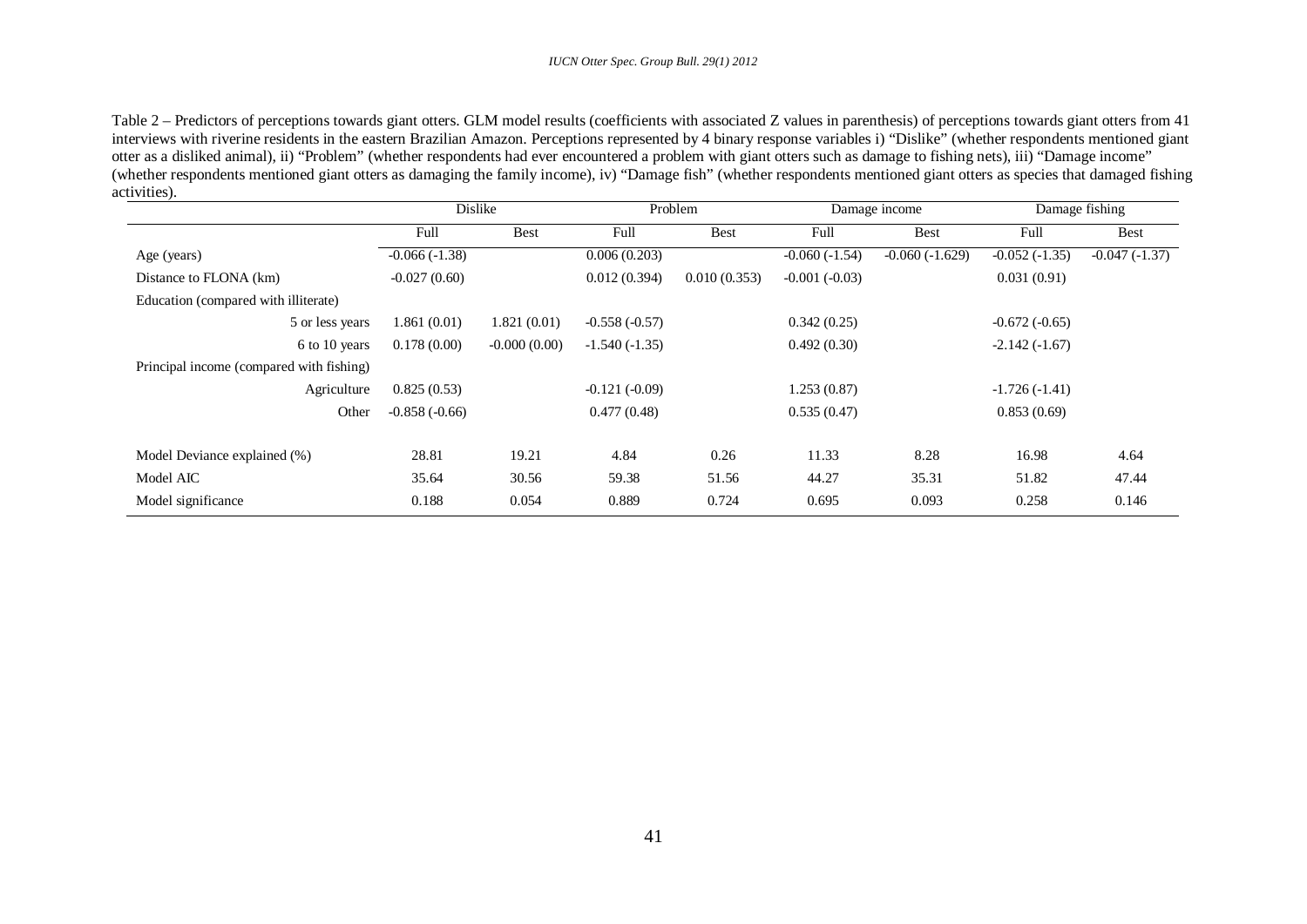Table 2 – Predictors of perceptions towards giant otters. GLM model results (coefficients with associated Z values in parenthesis) of perceptions towards giant otters from 41 interviews with riverine residents in the eastern Brazilian Amazon. Perceptions represented by 4 binary response variables i) "Dislike" (whether respondents mentioned giant otter as a disliked animal), ii) "Problem" (whether respondents had ever encountered a problem with giant otters such as damage to fishing nets), iii) "Damage income" (whether respondents mentioned giant otters as damaging the family income), iv) "Damage fish" (whether respondents mentioned giant otters as species that damaged fishing activities).

| | Dislike | | Problem | | Damage income | | Damage fishing | |
|---|---|---|---|---|---|---|---|---|
| | Full | Best | Full | Best | Full | Best | Full | Best |
| Age (years) | -0.066 (-1.38) | | 0.006 (0.203) | | -0.060 (-1.54) | -0.060 (-1.629) | -0.052 (-1.35) | -0.047 (-1.37) |
| Distance to FLONA (km) | -0.027 (0.60) | | 0.012 (0.394) | 0.010 (0.353) | -0.001 (-0.03) | | 0.031 (0.91) | |
| Education (compared with illiterate) | | | | | | | | |
| 5 or less years | 1.861 (0.01) | 1.821 (0.01) | -0.558 (-0.57) | | 0.342 (0.25) | | -0.672 (-0.65) | |
| 6 to 10 years | 0.178 (0.00) | -0.000 (0.00) | -1.540 (-1.35) | | 0.492 (0.30) | | -2.142 (-1.67) | |
| Principal income (compared with fishing) | | | | | | | | |
| Agriculture | 0.825 (0.53) | | -0.121 (-0.09) | | 1.253 (0.87) | | -1.726 (-1.41) | |
| Other | -0.858 (-0.66) | | 0.477 (0.48) | | 0.535 (0.47) | | 0.853 (0.69) | |
| Model Deviance explained (%) | 28.81 | 19.21 | 4.84 | 0.26 | 11.33 | 8.28 | 16.98 | 4.64 |
| Model AIC | 35.64 | 30.56 | 59.38 | 51.56 | 44.27 | 35.31 | 51.82 | 47.44 |
| Model significance | 0.188 | 0.054 | 0.889 | 0.724 | 0.695 | 0.093 | 0.258 | 0.146 |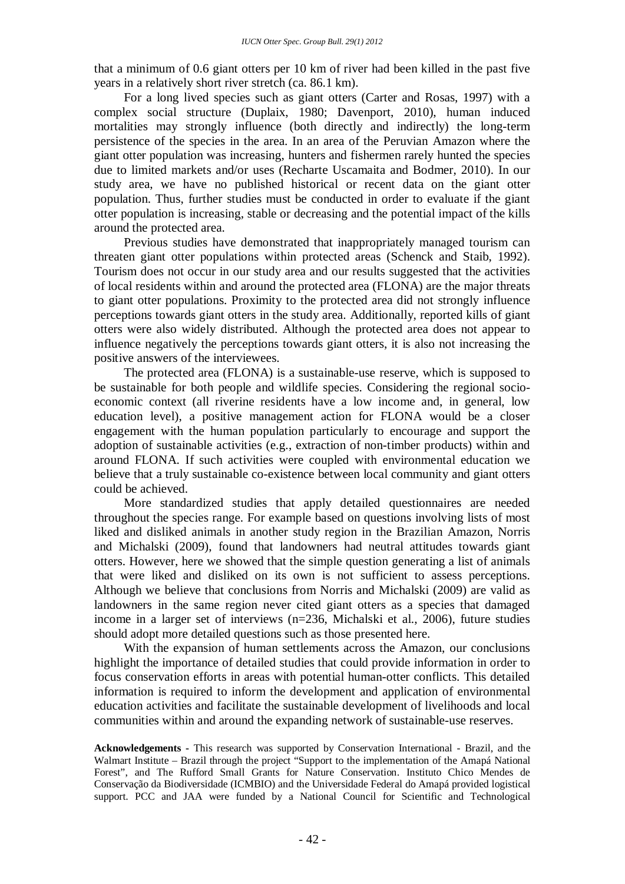that a minimum of 0.6 giant otters per 10 km of river had been killed in the past five years in a relatively short river stretch (ca. 86.1 km).

For a long lived species such as giant otters (Carter and Rosas, 1997) with a complex social structure (Duplaix, 1980; Davenport, 2010), human induced mortalities may strongly influence (both directly and indirectly) the long-term persistence of the species in the area. In an area of the Peruvian Amazon where the giant otter population was increasing, hunters and fishermen rarely hunted the species due to limited markets and/or uses (Recharte Uscamaita and Bodmer, 2010). In our study area, we have no published historical or recent data on the giant otter population. Thus, further studies must be conducted in order to evaluate if the giant otter population is increasing, stable or decreasing and the potential impact of the kills around the protected area.

Previous studies have demonstrated that inappropriately managed tourism can threaten giant otter populations within protected areas (Schenck and Staib, 1992). Tourism does not occur in our study area and our results suggested that the activities of local residents within and around the protected area (FLONA) are the major threats to giant otter populations. Proximity to the protected area did not strongly influence perceptions towards giant otters in the study area. Additionally, reported kills of giant otters were also widely distributed. Although the protected area does not appear to influence negatively the perceptions towards giant otters, it is also not increasing the positive answers of the interviewees.

The protected area (FLONA) is a sustainable-use reserve, which is supposed to be sustainable for both people and wildlife species. Considering the regional socio-economic context (all riverine residents have a low income and, in general, low education level), a positive management action for FLONA would be a closer engagement with the human population particularly to encourage and support the adoption of sustainable activities (e.g., extraction of non-timber products) within and around FLONA. If such activities were coupled with environmental education we believe that a truly sustainable co-existence between local community and giant otters could be achieved.

More standardized studies that apply detailed questionnaires are needed throughout the species range. For example based on questions involving lists of most liked and disliked animals in another study region in the Brazilian Amazon, Norris and Michalski (2009), found that landowners had neutral attitudes towards giant otters. However, here we showed that the simple question generating a list of animals that were liked and disliked on its own is not sufficient to assess perceptions. Although we believe that conclusions from Norris and Michalski (2009) are valid as landowners in the same region never cited giant otters as a species that damaged income in a larger set of interviews (n=236, Michalski et al., 2006), future studies should adopt more detailed questions such as those presented here.

With the expansion of human settlements across the Amazon, our conclusions highlight the importance of detailed studies that could provide information in order to focus conservation efforts in areas with potential human-otter conflicts. This detailed information is required to inform the development and application of environmental education activities and facilitate the sustainable development of livelihoods and local communities within and around the expanding network of sustainable-use reserves.

**Acknowledgements** - This research was supported by Conservation International - Brazil, and the Walmart Institute – Brazil through the project "Support to the implementation of the Amapá National Forest", and The Rufford Small Grants for Nature Conservation. Instituto Chico Mendes de Conservação da Biodiversidade (ICMBIO) and the Universidade Federal do Amapá provided logistical support. PCC and JAA were funded by a National Council for Scientific and Technological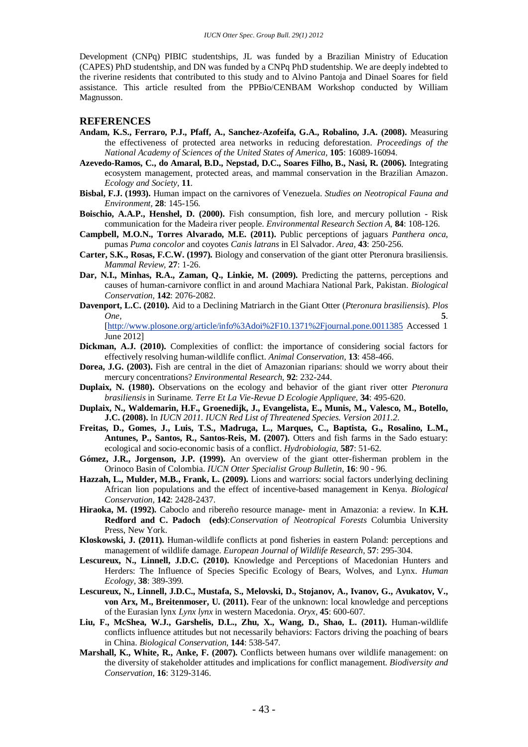Development (CNPq) PIBIC studentships, JL was funded by a Brazilian Ministry of Education (CAPES) PhD studentship, and DN was funded by a CNPq PhD studentship. We are deeply indebted to the riverine residents that contributed to this study and to Alvino Pantoja and Dinael Soares for field assistance. This article resulted from the PPBio/CENBAM Workshop conducted by William Magnusson.

## REFERENCES

**Andam, K.S., Ferraro, P.J., Pfaff, A., Sanchez-Azofeifa, G.A., Robalino, J.A. (2008).** Measuring the effectiveness of protected area networks in reducing deforestation. *Proceedings of the National Academy of Sciences of the United States of America*, **105**: 16089-16094.

**Azevedo-Ramos, C., do Amaral, B.D., Nepstad, D.C., Soares Filho, B., Nasi, R. (2006).** Integrating ecosystem management, protected areas, and mammal conservation in the Brazilian Amazon. *Ecology and Society*, **11**.

**Bisbal, F.J. (1993).** Human impact on the carnivores of Venezuela. *Studies on Neotropical Fauna and Environment*, **28**: 145-156.

**Boischio, A.A.P., Henshel, D. (2000).** Fish consumption, fish lore, and mercury pollution - Risk communication for the Madeira river people. *Environmental Research Section A*, **84**: 108-126.

**Campbell, M.O.N., Torres Alvarado, M.E. (2011).** Public perceptions of jaguars *Panthera onca*, pumas *Puma concolor* and coyotes *Canis latrans* in El Salvador. *Area*, **43**: 250-256.

**Carter, S.K., Rosas, F.C.W. (1997).** Biology and conservation of the giant otter Pteronura brasiliensis. *Mammal Review*, **27**: 1-26.

**Dar, N.I., Minhas, R.A., Zaman, Q., Linkie, M. (2009).** Predicting the patterns, perceptions and causes of human-carnivore conflict in and around Machiara National Park, Pakistan. *Biological Conservation*, **142**: 2076-2082.

**Davenport, L.C. (2010).** Aid to a Declining Matriarch in the Giant Otter (*Pteronura brasiliensis*). *Plos One*, **5**. [http://www.plosone.org/article/info%3Adoi%2F10.1371%2Fjournal.pone.0011385 Accessed 1 June 2012]

**Dickman, A.J. (2010).** Complexities of conflict: the importance of considering social factors for effectively resolving human-wildlife conflict. *Animal Conservation*, **13**: 458-466.

**Dorea, J.G. (2003).** Fish are central in the diet of Amazonian riparians: should we worry about their mercury concentrations? *Environmental Research*, **92**: 232-244.

**Duplaix, N. (1980).** Observations on the ecology and behavior of the giant river otter *Pteronura brasiliensis* in Suriname. *Terre Et La Vie-Revue D Ecologie Appliquee*, **34**: 495-620.

**Duplaix, N., Waldemarin, H.F., Groenedijk, J., Evangelista, E., Munis, M., Valesco, M., Botello, J.C. (2008).** In *IUCN 2011. IUCN Red List of Threatened Species. Version 2011.2*.

**Freitas, D., Gomes, J., Luis, T.S., Madruga, L., Marques, C., Baptista, G., Rosalino, L.M., Antunes, P., Santos, R., Santos-Reis, M. (2007).** Otters and fish farms in the Sado estuary: ecological and socio-economic basis of a conflict. *Hydrobiologia*, **587**: 51-62.

**Gómez, J.R., Jorgenson, J.P. (1999).** An overview of the giant otter-fisherman problem in the Orinoco Basin of Colombia. *IUCN Otter Specialist Group Bulletin*, **16**: 90 - 96.

**Hazzah, L., Mulder, M.B., Frank, L. (2009).** Lions and warriors: social factors underlying declining African lion populations and the effect of incentive-based management in Kenya. *Biological Conservation*, **142**: 2428-2437.

**Hiraoka, M. (1992).** Caboclo and ribereño resource manage- ment in Amazonia: a review. In **K.H. Redford and C. Padoch (eds)**:*Conservation of Neotropical Forests* Columbia University Press, New York.

**Kloskowski, J. (2011).** Human-wildlife conflicts at pond fisheries in eastern Poland: perceptions and management of wildlife damage. *European Journal of Wildlife Research*, **57**: 295-304.

**Lescureux, N., Linnell, J.D.C. (2010).** Knowledge and Perceptions of Macedonian Hunters and Herders: The Influence of Species Specific Ecology of Bears, Wolves, and Lynx. *Human Ecology*, **38**: 389-399.

**Lescureux, N., Linnell, J.D.C., Mustafa, S., Melovski, D., Stojanov, A., Ivanov, G., Avukatov, V., von Arx, M., Breitenmoser, U. (2011).** Fear of the unknown: local knowledge and perceptions of the Eurasian lynx *Lynx lynx* in western Macedonia. *Oryx*, **45**: 600-607.

**Liu, F., McShea, W.J., Garshelis, D.L., Zhu, X., Wang, D., Shao, L. (2011).** Human-wildlife conflicts influence attitudes but not necessarily behaviors: Factors driving the poaching of bears in China. *Biological Conservation*, **144**: 538-547.

**Marshall, K., White, R., Anke, F. (2007).** Conflicts between humans over wildlife management: on the diversity of stakeholder attitudes and implications for conflict management. *Biodiversity and Conservation*, **16**: 3129-3146.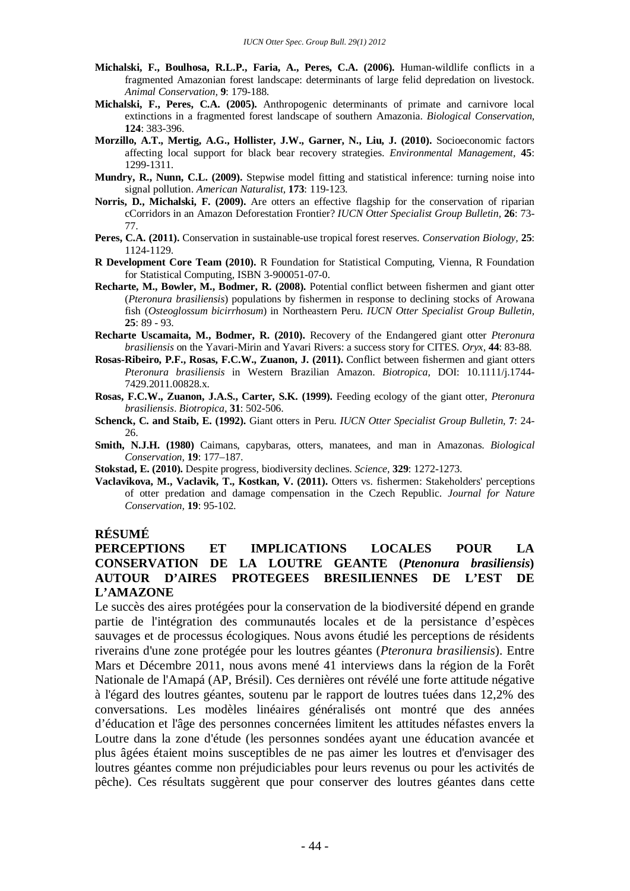**Michalski, F., Boulhosa, R.L.P., Faria, A., Peres, C.A. (2006).** Human-wildlife conflicts in a fragmented Amazonian forest landscape: determinants of large felid depredation on livestock. *Animal Conservation,* **9**: 179-188.

**Michalski, F., Peres, C.A. (2005).** Anthropogenic determinants of primate and carnivore local extinctions in a fragmented forest landscape of southern Amazonia. *Biological Conservation,* **124**: 383-396.

**Morzillo, A.T., Mertig, A.G., Hollister, J.W., Garner, N., Liu, J. (2010).** Socioeconomic factors affecting local support for black bear recovery strategies. *Environmental Management,* **45**: 1299-1311.

**Mundry, R., Nunn, C.L. (2009).** Stepwise model fitting and statistical inference: turning noise into signal pollution. *American Naturalist,* **173**: 119-123.

**Norris, D., Michalski, F. (2009).** Are otters an effective flagship for the conservation of riparian cCorridors in an Amazon Deforestation Frontier? *IUCN Otter Specialist Group Bulletin,* **26**: 73-77.

**Peres, C.A. (2011).** Conservation in sustainable-use tropical forest reserves. *Conservation Biology,* **25**: 1124-1129.

**R Development Core Team (2010).** R Foundation for Statistical Computing, Vienna, R Foundation for Statistical Computing, ISBN 3-900051-07-0.

**Recharte, M., Bowler, M., Bodmer, R. (2008).** Potential conflict between fishermen and giant otter (*Pteronura brasiliensis*) populations by fishermen in response to declining stocks of Arowana fish (*Osteoglossum bicirrhosum*) in Northeastern Peru. *IUCN Otter Specialist Group Bulletin,* **25**: 89 - 93.

**Recharte Uscamaita, M., Bodmer, R. (2010).** Recovery of the Endangered giant otter *Pteronura brasiliensis* on the Yavari-Mirin and Yavari Rivers: a success story for CITES. *Oryx,* **44**: 83-88.

**Rosas-Ribeiro, P.F., Rosas, F.C.W., Zuanon, J. (2011).** Conflict between fishermen and giant otters *Pteronura brasiliensis* in Western Brazilian Amazon. *Biotropica,* DOI: 10.1111/j.1744-7429.2011.00828.x.

**Rosas, F.C.W., Zuanon, J.A.S., Carter, S.K. (1999).** Feeding ecology of the giant otter, *Pteronura brasiliensis*. *Biotropica,* **31**: 502-506.

**Schenck, C. and Staib, E. (1992).** Giant otters in Peru. *IUCN Otter Specialist Group Bulletin,* **7**: 24-26.

**Smith, N.J.H. (1980)** Caimans, capybaras, otters, manatees, and man in Amazonas. *Biological Conservation,* **19**: 177–187.

**Stokstad, E. (2010).** Despite progress, biodiversity declines. *Science,* **329**: 1272-1273.

**Vaclavikova, M., Vaclavik, T., Kostkan, V. (2011).** Otters vs. fishermen: Stakeholders' perceptions of otter predation and damage compensation in the Czech Republic. *Journal for Nature Conservation,* **19**: 95-102.

## RÉSUMÉ

## PERCEPTIONS ET IMPLICATIONS LOCALES POUR LA CONSERVATION DE LA LOUTRE GEANTE (*Ptenonura brasiliensis*) AUTOUR D'AIRES PROTEGEES BRESILIENNES DE L'EST DE L'AMAZONE

Le succès des aires protégées pour la conservation de la biodiversité dépend en grande partie de l'intégration des communautés locales et de la persistance d'espèces sauvages et de processus écologiques. Nous avons étudié les perceptions de résidents riverains d'une zone protégée pour les loutres géantes (*Pteronura brasiliensis*). Entre Mars et Décembre 2011, nous avons mené 41 interviews dans la région de la Forêt Nationale de l'Amapá (AP, Brésil). Ces dernières ont révélé une forte attitude négative à l'égard des loutres géantes, soutenu par le rapport de loutres tuées dans 12,2% des conversations. Les modèles linéaires généralisés ont montré que des années d'éducation et l'âge des personnes concernées limitent les attitudes néfastes envers la Loutre dans la zone d'étude (les personnes sondées ayant une éducation avancée et plus âgées étaient moins susceptibles de ne pas aimer les loutres et d'envisager des loutres géantes comme non préjudiciables pour leurs revenus ou pour les activités de pêche). Ces résultats suggèrent que pour conserver des loutres géantes dans cette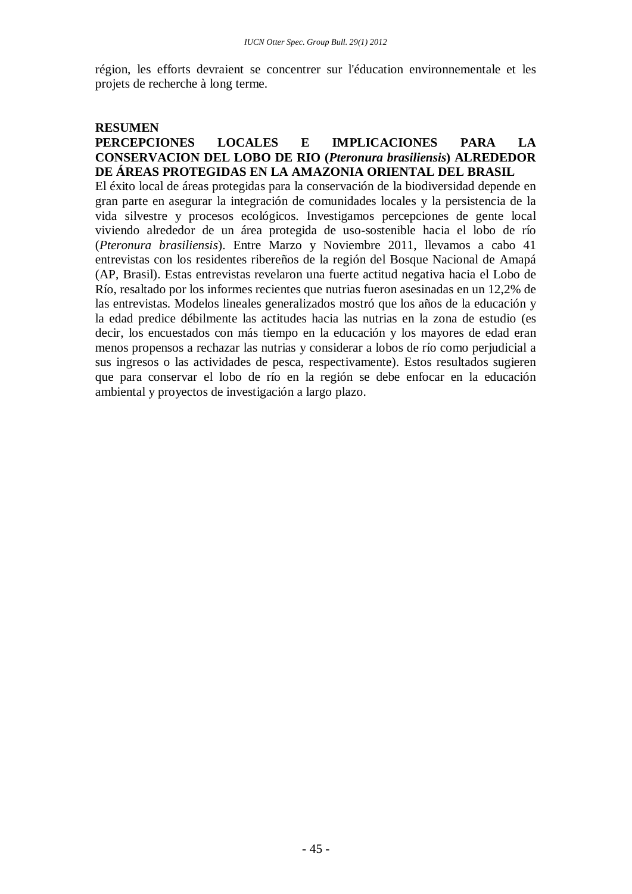région, les efforts devraient se concentrer sur l'éducation environnementale et les projets de recherche à long terme.

## RESUMEN

### PERCEPCIONES LOCALES E IMPLICACIONES PARA LA CONSERVACION DEL LOBO DE RIO (*Pteronura brasiliensis*) ALREDEDOR DE ÁREAS PROTEGIDAS EN LA AMAZONIA ORIENTAL DEL BRASIL

El éxito local de áreas protegidas para la conservación de la biodiversidad depende en gran parte en asegurar la integración de comunidades locales y la persistencia de la vida silvestre y procesos ecológicos. Investigamos percepciones de gente local viviendo alrededor de un área protegida de uso-sostenible hacia el lobo de río (*Pteronura brasiliensis*). Entre Marzo y Noviembre 2011, llevamos a cabo 41 entrevistas con los residentes ribereños de la región del Bosque Nacional de Amapá (AP, Brasil). Estas entrevistas revelaron una fuerte actitud negativa hacia el Lobo de Río, resaltado por los informes recientes que nutrias fueron asesinadas en un 12,2% de las entrevistas. Modelos lineales generalizados mostró que los años de la educación y la edad predice débilmente las actitudes hacia las nutrias en la zona de estudio (es decir, los encuestados con más tiempo en la educación y los mayores de edad eran menos propensos a rechazar las nutrias y considerar a lobos de río como perjudicial a sus ingresos o las actividades de pesca, respectivamente). Estos resultados sugieren que para conservar el lobo de río en la región se debe enfocar en la educación ambiental y proyectos de investigación a largo plazo.